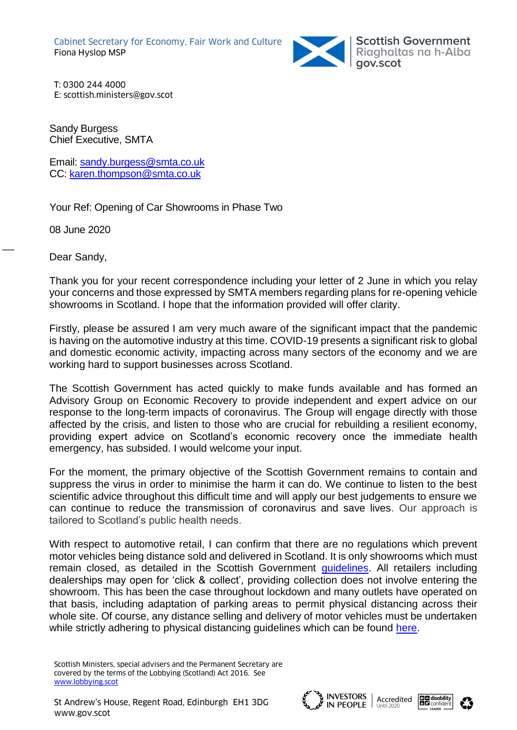Cabinet Secretary for Economy, Fair Work and Culture
Fiona Hyslop MSP

Scottish Government
Riaghaltas na h-Alba
gov.scot

T: 0300 244 4000
E: scottish.ministers@gov.scot

Sandy Burgess
Chief Executive, SMTA

Email: [sandy.burgess@smta.co.uk](mailto:sandy.burgess@smta.co.uk)
CC: [karen.thompson@smta.co.uk](mailto:karen.thompson@smta.co.uk)

Your Ref: Opening of Car Showrooms in Phase Two

08 June 2020

Dear Sandy,

Thank you for your recent correspondence including your letter of 2 June in which you relay your concerns and those expressed by SMTA members regarding plans for re-opening vehicle showrooms in Scotland. I hope that the information provided will offer clarity.

Firstly, please be assured I am very much aware of the significant impact that the pandemic is having on the automotive industry at this time. COVID-19 presents a significant risk to global and domestic economic activity, impacting across many sectors of the economy and we are working hard to support businesses across Scotland.

The Scottish Government has acted quickly to make funds available and has formed an Advisory Group on Economic Recovery to provide independent and expert advice on our response to the long-term impacts of coronavirus. The Group will engage directly with those affected by the crisis, and listen to those who are crucial for rebuilding a resilient economy, providing expert advice on Scotland's economic recovery once the immediate health emergency, has subsided. I would welcome your input.

For the moment, the primary objective of the Scottish Government remains to contain and suppress the virus in order to minimise the harm it can do. We continue to listen to the best scientific advice throughout this difficult time and will apply our best judgements to ensure we can continue to reduce the transmission of coronavirus and save lives. Our approach is tailored to Scotland's public health needs.

With respect to automotive retail, I can confirm that there are no regulations which prevent motor vehicles being distance sold and delivered in Scotland. It is only showrooms which must remain closed, as detailed in the Scottish Government [guidelines](). All retailers including dealerships may open for 'click & collect', providing collection does not involve entering the showroom. This has been the case throughout lockdown and many outlets have operated on that basis, including adaptation of parking areas to permit physical distancing across their whole site. Of course, any distance selling and delivery of motor vehicles must be undertaken while strictly adhering to physical distancing guidelines which can be found [here]().

Scottish Ministers, special advisers and the Permanent Secretary are covered by the terms of the Lobbying (Scotland) Act 2016. See [www.lobbying.scot](http://www.lobbying.scot)

St Andrew's House, Regent Road, Edinburgh EH1 3DG
www.gov.scot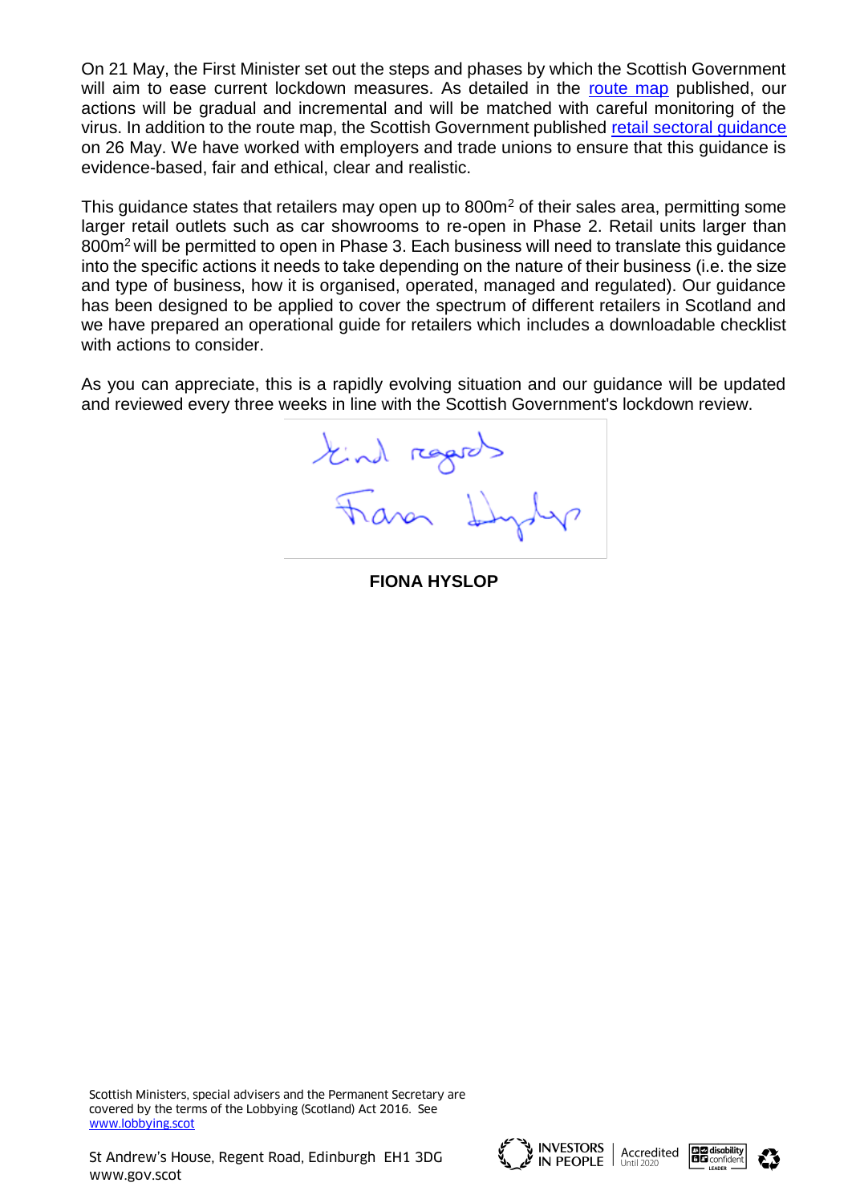On 21 May, the First Minister set out the steps and phases by which the Scottish Government will aim to ease current lockdown measures. As detailed in the route map published, our actions will be gradual and incremental and will be matched with careful monitoring of the virus. In addition to the route map, the Scottish Government published retail sectoral guidance on 26 May. We have worked with employers and trade unions to ensure that this guidance is evidence-based, fair and ethical, clear and realistic.

This guidance states that retailers may open up to $800m^2$ of their sales area, permitting some larger retail outlets such as car showrooms to re-open in Phase 2. Retail units larger than $800m^2$ will be permitted to open in Phase 3. Each business will need to translate this guidance into the specific actions it needs to take depending on the nature of their business (i.e. the size and type of business, how it is organised, operated, managed and regulated). Our guidance has been designed to be applied to cover the spectrum of different retailers in Scotland and we have prepared an operational guide for retailers which includes a downloadable checklist with actions to consider.

As you can appreciate, this is a rapidly evolving situation and our guidance will be updated and reviewed every three weeks in line with the Scottish Government's lockdown review.

Kind regards

Fiona Hyslop

**FIONA HYSLOP**

Scottish Ministers, special advisers and the Permanent Secretary are covered by the terms of the Lobbying (Scotland) Act 2016. See www.lobbying.scot

St Andrew's House, Regent Road, Edinburgh EH1 3DG
www.gov.scot